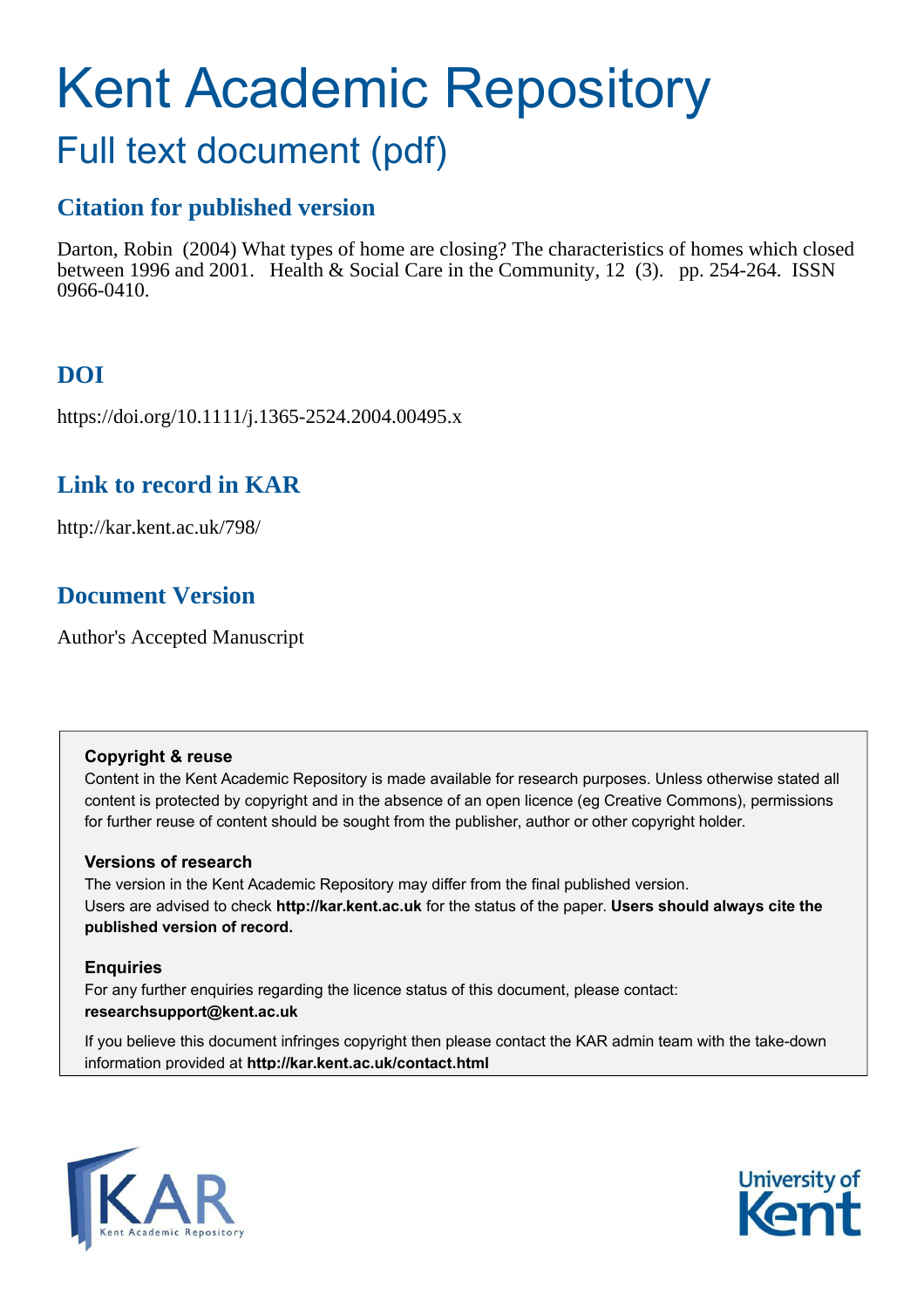# Kent Academic Repository

## Full text document (pdf)

### Citation for published version

Darton, Robin (2004) What types of home are closing? The characteristics of homes which closed between 1996 and 2001. Health & Social Care in the Community, 12 (3). pp. 254-264. ISSN 0966-0410.

### DOI

https://doi.org/10.1111/j.1365-2524.2004.00495.x

### Link to record in KAR

http://kar.kent.ac.uk/798/

### Document Version

Author's Accepted Manuscript

**Copyright & reuse**

Content in the Kent Academic Repository is made available for research purposes. Unless otherwise stated all content is protected by copyright and in the absence of an open licence (eg Creative Commons), permissions for further reuse of content should be sought from the publisher, author or other copyright holder.

**Versions of research**

The version in the Kent Academic Repository may differ from the final published version. Users are advised to check **http://kar.kent.ac.uk** for the status of the paper. **Users should always cite the published version of record.**

**Enquiries**

For any further enquiries regarding the licence status of this document, please contact: **researchsupport@kent.ac.uk**

If you believe this document infringes copyright then please contact the KAR admin team with the take-down information provided at **http://kar.kent.ac.uk/contact.html**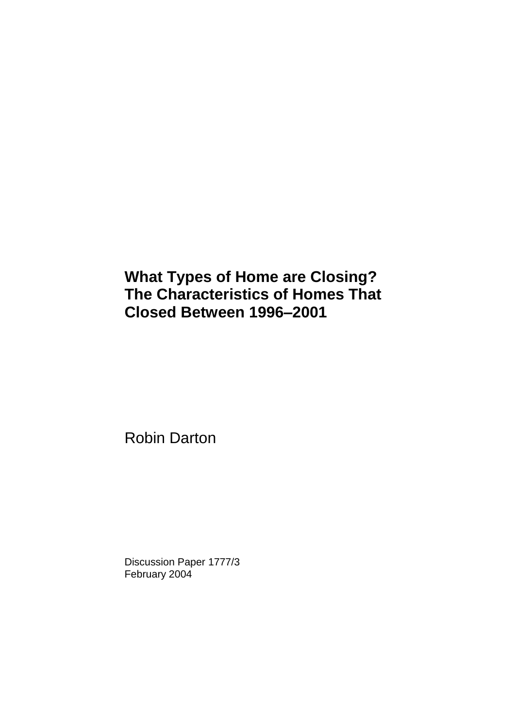# What Types of Home are Closing? The Characteristics of Homes That Closed Between 1996–2001

Robin Darton

Discussion Paper 1777/3
February 2004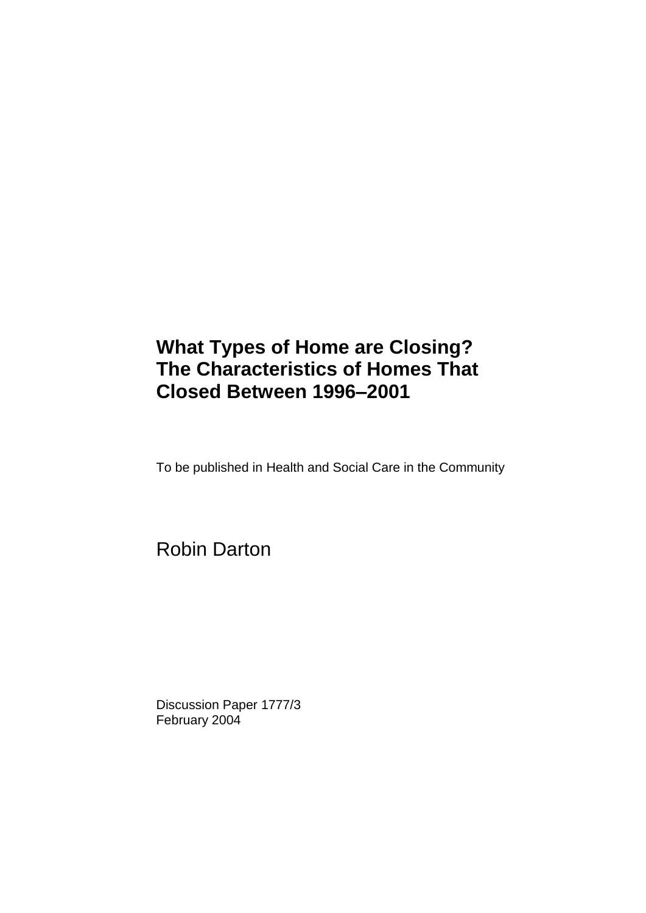# What Types of Home are Closing? The Characteristics of Homes That Closed Between 1996–2001

To be published in Health and Social Care in the Community

Robin Darton

Discussion Paper 1777/3
February 2004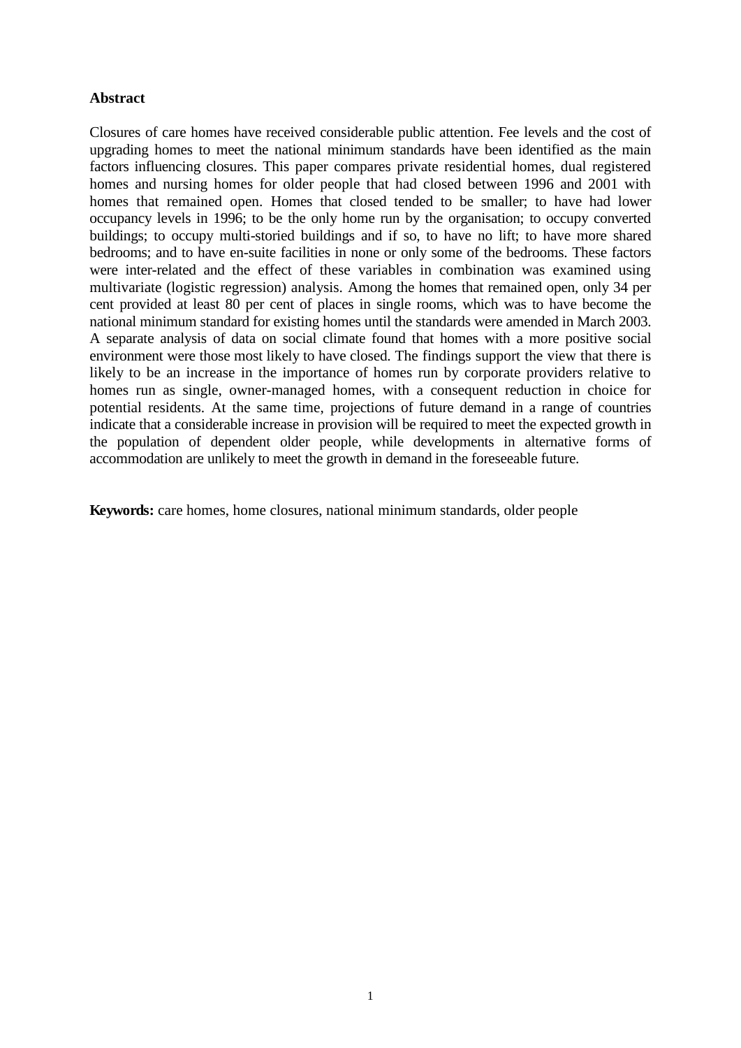**Abstract**

Closures of care homes have received considerable public attention. Fee levels and the cost of upgrading homes to meet the national minimum standards have been identified as the main factors influencing closures. This paper compares private residential homes, dual registered homes and nursing homes for older people that had closed between 1996 and 2001 with homes that remained open. Homes that closed tended to be smaller; to have had lower occupancy levels in 1996; to be the only home run by the organisation; to occupy converted buildings; to occupy multi-storied buildings and if so, to have no lift; to have more shared bedrooms; and to have en-suite facilities in none or only some of the bedrooms. These factors were inter-related and the effect of these variables in combination was examined using multivariate (logistic regression) analysis. Among the homes that remained open, only 34 per cent provided at least 80 per cent of places in single rooms, which was to have become the national minimum standard for existing homes until the standards were amended in March 2003. A separate analysis of data on social climate found that homes with a more positive social environment were those most likely to have closed. The findings support the view that there is likely to be an increase in the importance of homes run by corporate providers relative to homes run as single, owner-managed homes, with a consequent reduction in choice for potential residents. At the same time, projections of future demand in a range of countries indicate that a considerable increase in provision will be required to meet the expected growth in the population of dependent older people, while developments in alternative forms of accommodation are unlikely to meet the growth in demand in the foreseeable future.

**Keywords:** care homes, home closures, national minimum standards, older people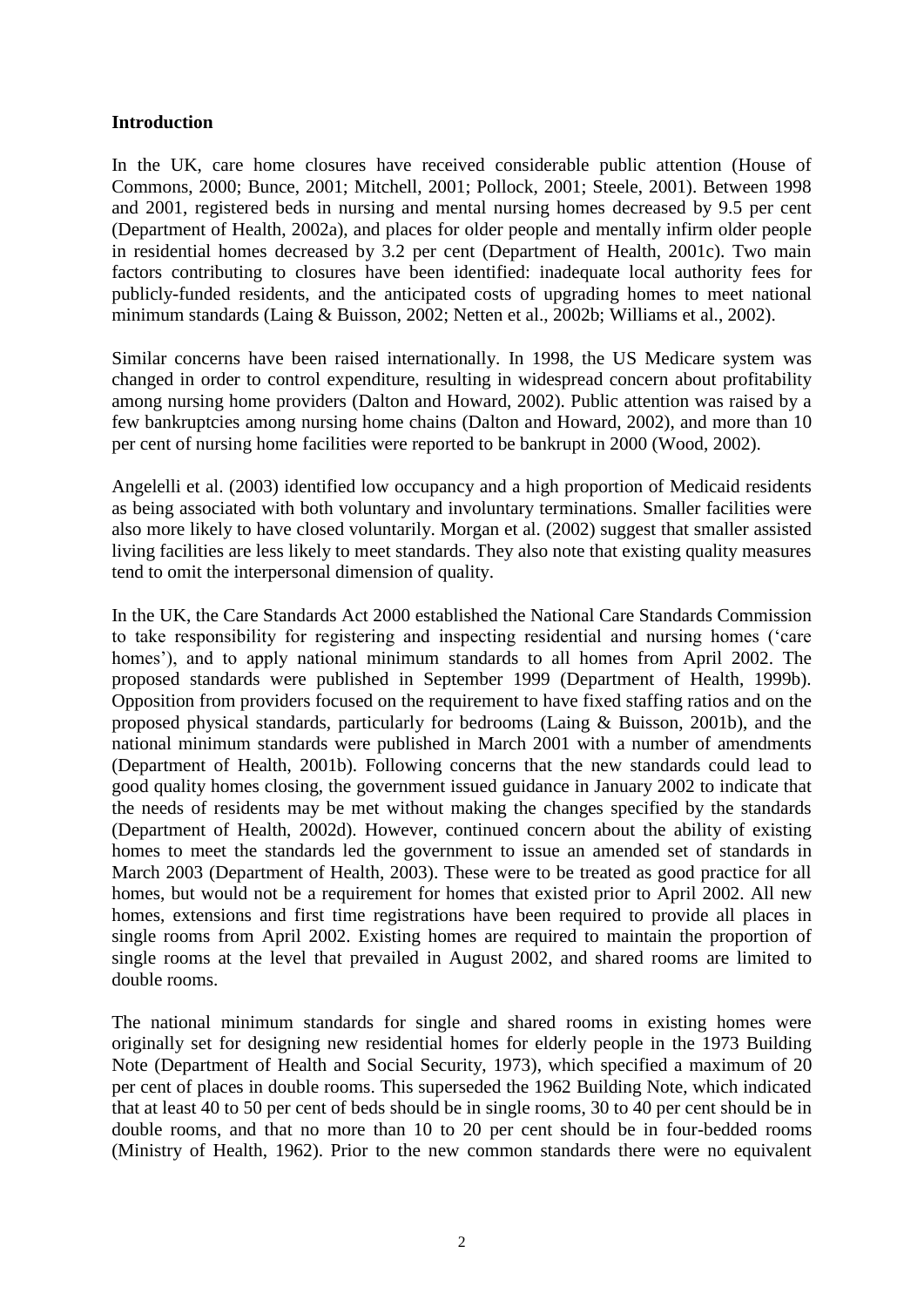## Introduction

In the UK, care home closures have received considerable public attention (House of Commons, 2000; Bunce, 2001; Mitchell, 2001; Pollock, 2001; Steele, 2001). Between 1998 and 2001, registered beds in nursing and mental nursing homes decreased by 9.5 per cent (Department of Health, 2002a), and places for older people and mentally infirm older people in residential homes decreased by 3.2 per cent (Department of Health, 2001c). Two main factors contributing to closures have been identified: inadequate local authority fees for publicly-funded residents, and the anticipated costs of upgrading homes to meet national minimum standards (Laing & Buisson, 2002; Netten et al., 2002b; Williams et al., 2002).

Similar concerns have been raised internationally. In 1998, the US Medicare system was changed in order to control expenditure, resulting in widespread concern about profitability among nursing home providers (Dalton and Howard, 2002). Public attention was raised by a few bankruptcies among nursing home chains (Dalton and Howard, 2002), and more than 10 per cent of nursing home facilities were reported to be bankrupt in 2000 (Wood, 2002).

Angelelli et al. (2003) identified low occupancy and a high proportion of Medicaid residents as being associated with both voluntary and involuntary terminations. Smaller facilities were also more likely to have closed voluntarily. Morgan et al. (2002) suggest that smaller assisted living facilities are less likely to meet standards. They also note that existing quality measures tend to omit the interpersonal dimension of quality.

In the UK, the Care Standards Act 2000 established the National Care Standards Commission to take responsibility for registering and inspecting residential and nursing homes ('care homes'), and to apply national minimum standards to all homes from April 2002. The proposed standards were published in September 1999 (Department of Health, 1999b). Opposition from providers focused on the requirement to have fixed staffing ratios and on the proposed physical standards, particularly for bedrooms (Laing & Buisson, 2001b), and the national minimum standards were published in March 2001 with a number of amendments (Department of Health, 2001b). Following concerns that the new standards could lead to good quality homes closing, the government issued guidance in January 2002 to indicate that the needs of residents may be met without making the changes specified by the standards (Department of Health, 2002d). However, continued concern about the ability of existing homes to meet the standards led the government to issue an amended set of standards in March 2003 (Department of Health, 2003). These were to be treated as good practice for all homes, but would not be a requirement for homes that existed prior to April 2002. All new homes, extensions and first time registrations have been required to provide all places in single rooms from April 2002. Existing homes are required to maintain the proportion of single rooms at the level that prevailed in August 2002, and shared rooms are limited to double rooms.

The national minimum standards for single and shared rooms in existing homes were originally set for designing new residential homes for elderly people in the 1973 Building Note (Department of Health and Social Security, 1973), which specified a maximum of 20 per cent of places in double rooms. This superseded the 1962 Building Note, which indicated that at least 40 to 50 per cent of beds should be in single rooms, 30 to 40 per cent should be in double rooms, and that no more than 10 to 20 per cent should be in four-bedded rooms (Ministry of Health, 1962). Prior to the new common standards there were no equivalent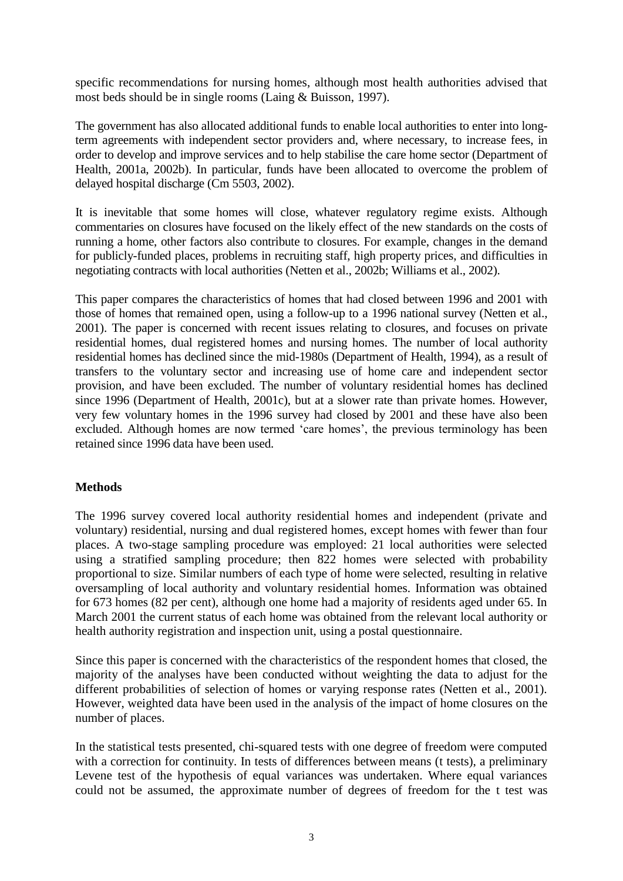specific recommendations for nursing homes, although most health authorities advised that most beds should be in single rooms (Laing & Buisson, 1997).

The government has also allocated additional funds to enable local authorities to enter into long-term agreements with independent sector providers and, where necessary, to increase fees, in order to develop and improve services and to help stabilise the care home sector (Department of Health, 2001a, 2002b). In particular, funds have been allocated to overcome the problem of delayed hospital discharge (Cm 5503, 2002).

It is inevitable that some homes will close, whatever regulatory regime exists. Although commentaries on closures have focused on the likely effect of the new standards on the costs of running a home, other factors also contribute to closures. For example, changes in the demand for publicly-funded places, problems in recruiting staff, high property prices, and difficulties in negotiating contracts with local authorities (Netten et al., 2002b; Williams et al., 2002).

This paper compares the characteristics of homes that had closed between 1996 and 2001 with those of homes that remained open, using a follow-up to a 1996 national survey (Netten et al., 2001). The paper is concerned with recent issues relating to closures, and focuses on private residential homes, dual registered homes and nursing homes. The number of local authority residential homes has declined since the mid-1980s (Department of Health, 1994), as a result of transfers to the voluntary sector and increasing use of home care and independent sector provision, and have been excluded. The number of voluntary residential homes has declined since 1996 (Department of Health, 2001c), but at a slower rate than private homes. However, very few voluntary homes in the 1996 survey had closed by 2001 and these have also been excluded. Although homes are now termed 'care homes', the previous terminology has been retained since 1996 data have been used.

## Methods

The 1996 survey covered local authority residential homes and independent (private and voluntary) residential, nursing and dual registered homes, except homes with fewer than four places. A two-stage sampling procedure was employed: 21 local authorities were selected using a stratified sampling procedure; then 822 homes were selected with probability proportional to size. Similar numbers of each type of home were selected, resulting in relative oversampling of local authority and voluntary residential homes. Information was obtained for 673 homes (82 per cent), although one home had a majority of residents aged under 65. In March 2001 the current status of each home was obtained from the relevant local authority or health authority registration and inspection unit, using a postal questionnaire.

Since this paper is concerned with the characteristics of the respondent homes that closed, the majority of the analyses have been conducted without weighting the data to adjust for the different probabilities of selection of homes or varying response rates (Netten et al., 2001). However, weighted data have been used in the analysis of the impact of home closures on the number of places.

In the statistical tests presented, chi-squared tests with one degree of freedom were computed with a correction for continuity. In tests of differences between means (t tests), a preliminary Levene test of the hypothesis of equal variances was undertaken. Where equal variances could not be assumed, the approximate number of degrees of freedom for the t test was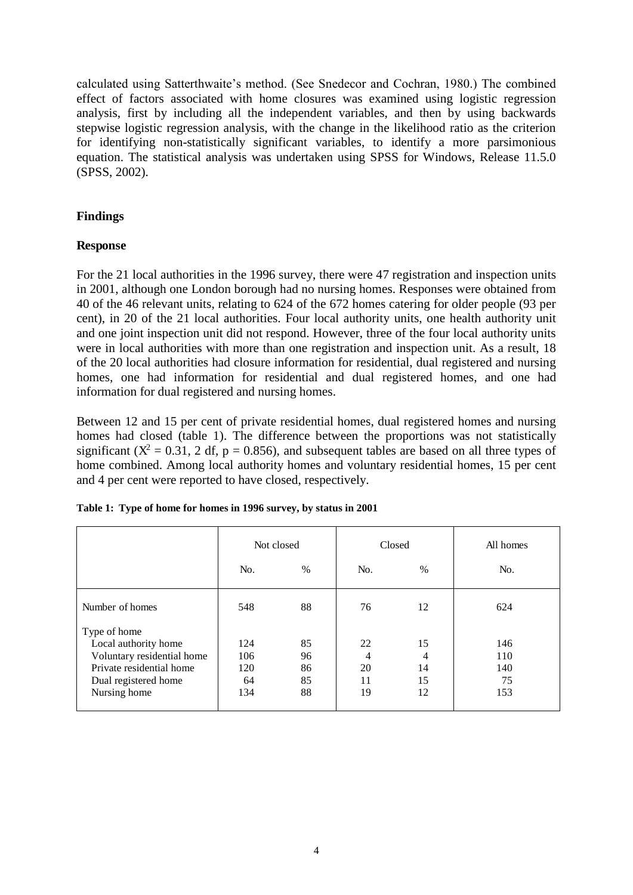calculated using Satterthwaite's method. (See Snedecor and Cochran, 1980.) The combined effect of factors associated with home closures was examined using logistic regression analysis, first by including all the independent variables, and then by using backwards stepwise logistic regression analysis, with the change in the likelihood ratio as the criterion for identifying non-statistically significant variables, to identify a more parsimonious equation. The statistical analysis was undertaken using SPSS for Windows, Release 11.5.0 (SPSS, 2002).

## Findings

### Response

For the 21 local authorities in the 1996 survey, there were 47 registration and inspection units in 2001, although one London borough had no nursing homes. Responses were obtained from 40 of the 46 relevant units, relating to 624 of the 672 homes catering for older people (93 per cent), in 20 of the 21 local authorities. Four local authority units, one health authority unit and one joint inspection unit did not respond. However, three of the four local authority units were in local authorities with more than one registration and inspection unit. As a result, 18 of the 20 local authorities had closure information for residential, dual registered and nursing homes, one had information for residential and dual registered homes, and one had information for dual registered and nursing homes.

Between 12 and 15 per cent of private residential homes, dual registered homes and nursing homes had closed (table 1). The difference between the proportions was not statistically significant ($X^2 = 0.31$, 2 df, $p = 0.856$), and subsequent tables are based on all three types of home combined. Among local authority homes and voluntary residential homes, 15 per cent and 4 per cent were reported to have closed, respectively.

**Table 1: Type of home for homes in 1996 survey, by status in 2001**

| | Not closed | | Closed | | All homes |
|---|---|---|---|---|---|
| | No. | % | No. | % | No. |
| Number of homes | 548 | 88 | 76 | 12 | 624 |
| Type of home | | | | | |
| Local authority home | 124 | 85 | 22 | 15 | 146 |
| Voluntary residential home | 106 | 96 | 4 | 4 | 110 |
| Private residential home | 120 | 86 | 20 | 14 | 140 |
| Dual registered home | 64 | 85 | 11 | 15 | 75 |
| Nursing home | 134 | 88 | 19 | 12 | 153 |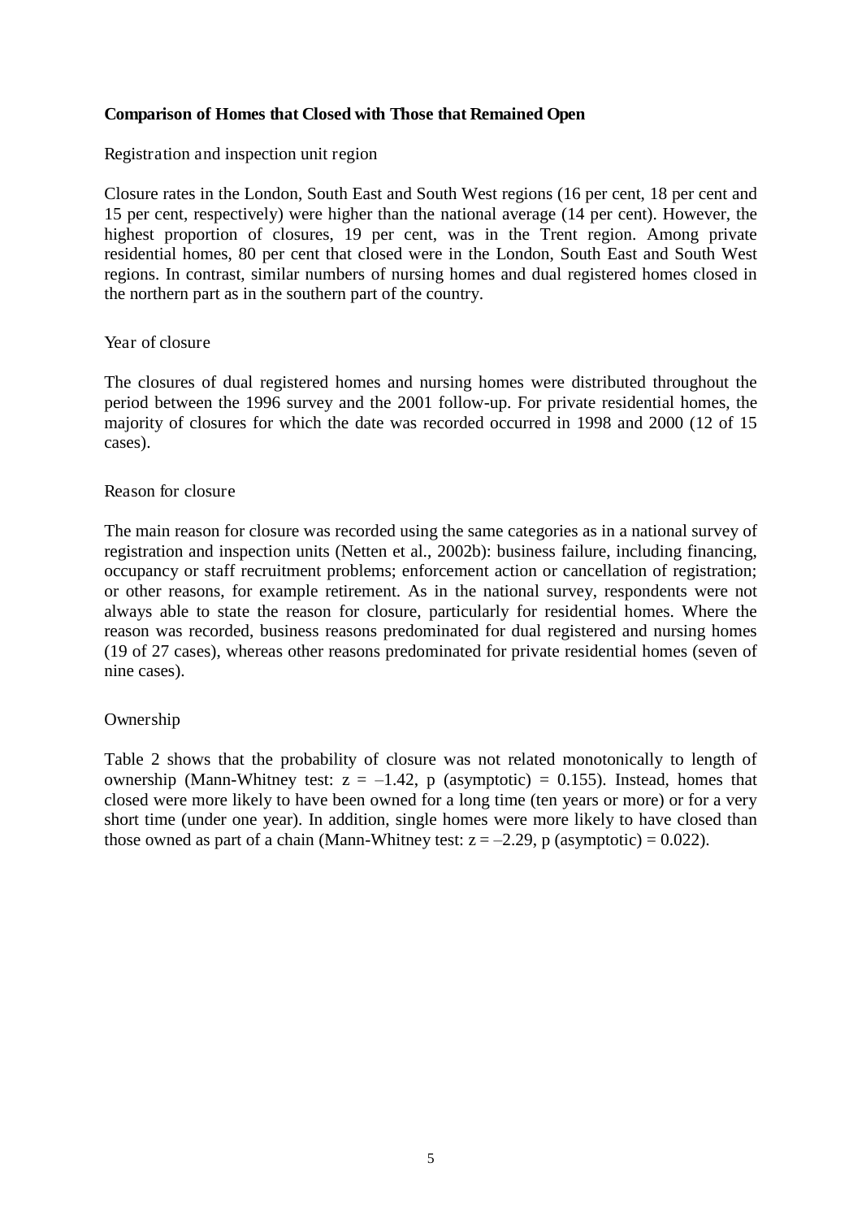**Comparison of Homes that Closed with Those that Remained Open**

Registration and inspection unit region

Closure rates in the London, South East and South West regions (16 per cent, 18 per cent and 15 per cent, respectively) were higher than the national average (14 per cent). However, the highest proportion of closures, 19 per cent, was in the Trent region. Among private residential homes, 80 per cent that closed were in the London, South East and South West regions. In contrast, similar numbers of nursing homes and dual registered homes closed in the northern part as in the southern part of the country.

Year of closure

The closures of dual registered homes and nursing homes were distributed throughout the period between the 1996 survey and the 2001 follow-up. For private residential homes, the majority of closures for which the date was recorded occurred in 1998 and 2000 (12 of 15 cases).

Reason for closure

The main reason for closure was recorded using the same categories as in a national survey of registration and inspection units (Netten et al., 2002b): business failure, including financing, occupancy or staff recruitment problems; enforcement action or cancellation of registration; or other reasons, for example retirement. As in the national survey, respondents were not always able to state the reason for closure, particularly for residential homes. Where the reason was recorded, business reasons predominated for dual registered and nursing homes (19 of 27 cases), whereas other reasons predominated for private residential homes (seven of nine cases).

Ownership

Table 2 shows that the probability of closure was not related monotonically to length of ownership (Mann-Whitney test: $z = -1.42$, $p$ (asymptotic) $= 0.155$). Instead, homes that closed were more likely to have been owned for a long time (ten years or more) or for a very short time (under one year). In addition, single homes were more likely to have closed than those owned as part of a chain (Mann-Whitney test: $z = -2.29$, $p$ (asymptotic) $= 0.022$).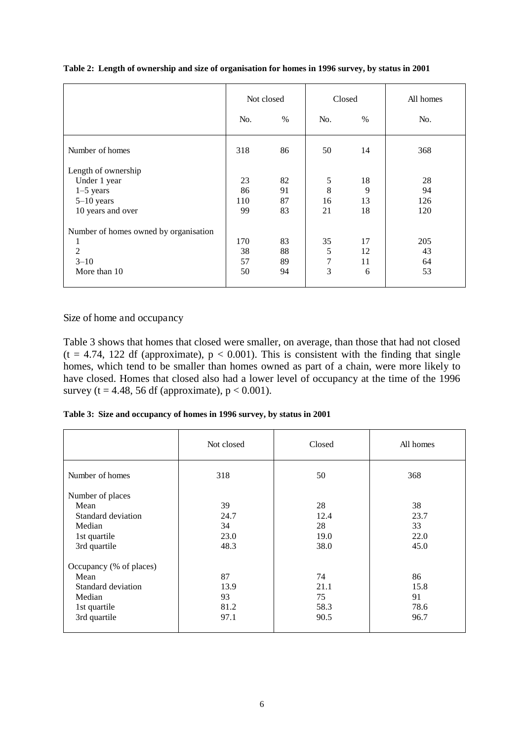**Table 2: Length of ownership and size of organisation for homes in 1996 survey, by status in 2001**

| | Not closed | | Closed | | All homes |
|---|---|---|---|---|---|
| | No. | % | No. | % | No. |
| Number of homes | 318 | 86 | 50 | 14 | 368 |
| Length of ownership | | | | | |
| Under 1 year | 23 | 82 | 5 | 18 | 28 |
| 1–5 years | 86 | 91 | 8 | 9 | 94 |
| 5–10 years | 110 | 87 | 16 | 13 | 126 |
| 10 years and over | 99 | 83 | 21 | 18 | 120 |
| Number of homes owned by organisation | | | | | |
| 1 | 170 | 83 | 35 | 17 | 205 |
| 2 | 38 | 88 | 5 | 12 | 43 |
| 3–10 | 57 | 89 | 7 | 11 | 64 |
| More than 10 | 50 | 94 | 3 | 6 | 53 |

## Size of home and occupancy

Table 3 shows that homes that closed were smaller, on average, than those that had not closed ($t = 4.74$, 122 df (approximate), $p < 0.001$). This is consistent with the finding that single homes, which tend to be smaller than homes owned as part of a chain, were more likely to have closed. Homes that closed also had a lower level of occupancy at the time of the 1996 survey ($t = 4.48$, 56 df (approximate), $p < 0.001$).

**Table 3: Size and occupancy of homes in 1996 survey, by status in 2001**

| | Not closed | Closed | All homes |
|---|---|---|---|
| Number of homes | 318 | 50 | 368 |
| Number of places | | | |
| Mean | 39 | 28 | 38 |
| Standard deviation | 24.7 | 12.4 | 23.7 |
| Median | 34 | 28 | 33 |
| 1st quartile | 23.0 | 19.0 | 22.0 |
| 3rd quartile | 48.3 | 38.0 | 45.0 |
| Occupancy (% of places) | | | |
| Mean | 87 | 74 | 86 |
| Standard deviation | 13.9 | 21.1 | 15.8 |
| Median | 93 | 75 | 91 |
| 1st quartile | 81.2 | 58.3 | 78.6 |
| 3rd quartile | 97.1 | 90.5 | 96.7 |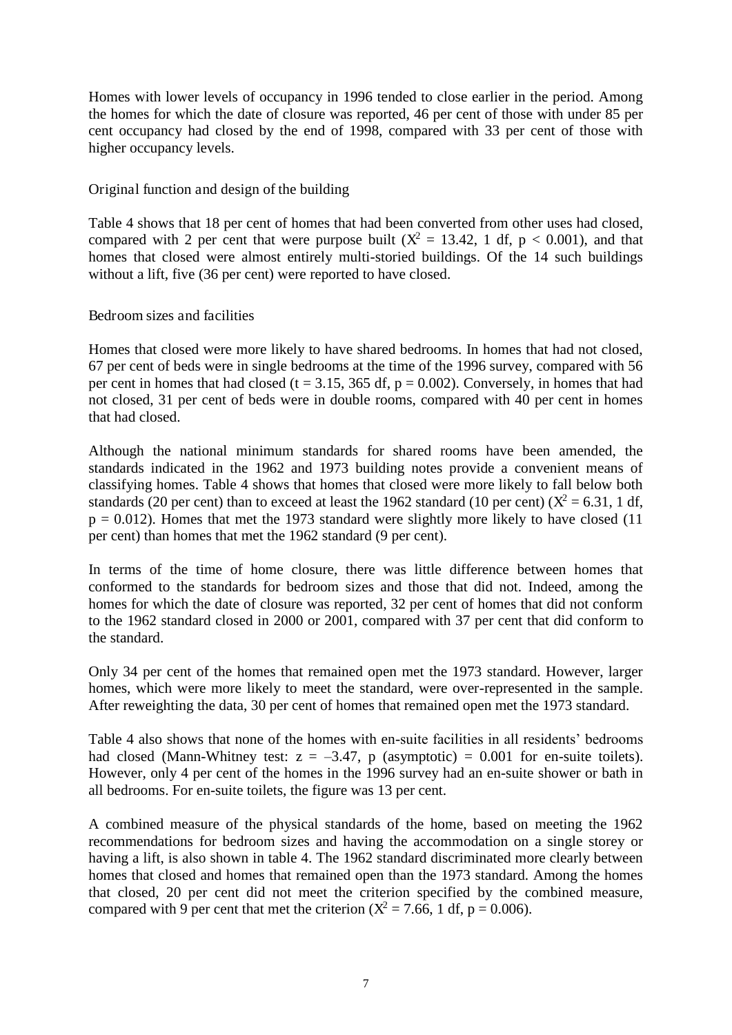Homes with lower levels of occupancy in 1996 tended to close earlier in the period. Among the homes for which the date of closure was reported, 46 per cent of those with under 85 per cent occupancy had closed by the end of 1998, compared with 33 per cent of those with higher occupancy levels.

### Original function and design of the building

Table 4 shows that 18 per cent of homes that had been converted from other uses had closed, compared with 2 per cent that were purpose built ($X^2 = 13.42$, 1 df, $p < 0.001$), and that homes that closed were almost entirely multi-storied buildings. Of the 14 such buildings without a lift, five (36 per cent) were reported to have closed.

### Bedroom sizes and facilities

Homes that closed were more likely to have shared bedrooms. In homes that had not closed, 67 per cent of beds were in single bedrooms at the time of the 1996 survey, compared with 56 per cent in homes that had closed ($t = 3.15$, 365 df, $p = 0.002$). Conversely, in homes that had not closed, 31 per cent of beds were in double rooms, compared with 40 per cent in homes that had closed.

Although the national minimum standards for shared rooms have been amended, the standards indicated in the 1962 and 1973 building notes provide a convenient means of classifying homes. Table 4 shows that homes that closed were more likely to fall below both standards (20 per cent) than to exceed at least the 1962 standard (10 per cent) ($X^2 = 6.31$, 1 df, $p = 0.012$). Homes that met the 1973 standard were slightly more likely to have closed (11 per cent) than homes that met the 1962 standard (9 per cent).

In terms of the time of home closure, there was little difference between homes that conformed to the standards for bedroom sizes and those that did not. Indeed, among the homes for which the date of closure was reported, 32 per cent of homes that did not conform to the 1962 standard closed in 2000 or 2001, compared with 37 per cent that did conform to the standard.

Only 34 per cent of the homes that remained open met the 1973 standard. However, larger homes, which were more likely to meet the standard, were over-represented in the sample. After reweighting the data, 30 per cent of homes that remained open met the 1973 standard.

Table 4 also shows that none of the homes with en-suite facilities in all residents' bedrooms had closed (Mann-Whitney test: $z = -3.47$, p (asymptotic) $= 0.001$ for en-suite toilets). However, only 4 per cent of the homes in the 1996 survey had an en-suite shower or bath in all bedrooms. For en-suite toilets, the figure was 13 per cent.

A combined measure of the physical standards of the home, based on meeting the 1962 recommendations for bedroom sizes and having the accommodation on a single storey or having a lift, is also shown in table 4. The 1962 standard discriminated more clearly between homes that closed and homes that remained open than the 1973 standard. Among the homes that closed, 20 per cent did not meet the criterion specified by the combined measure, compared with 9 per cent that met the criterion ($X^2 = 7.66$, 1 df, $p = 0.006$).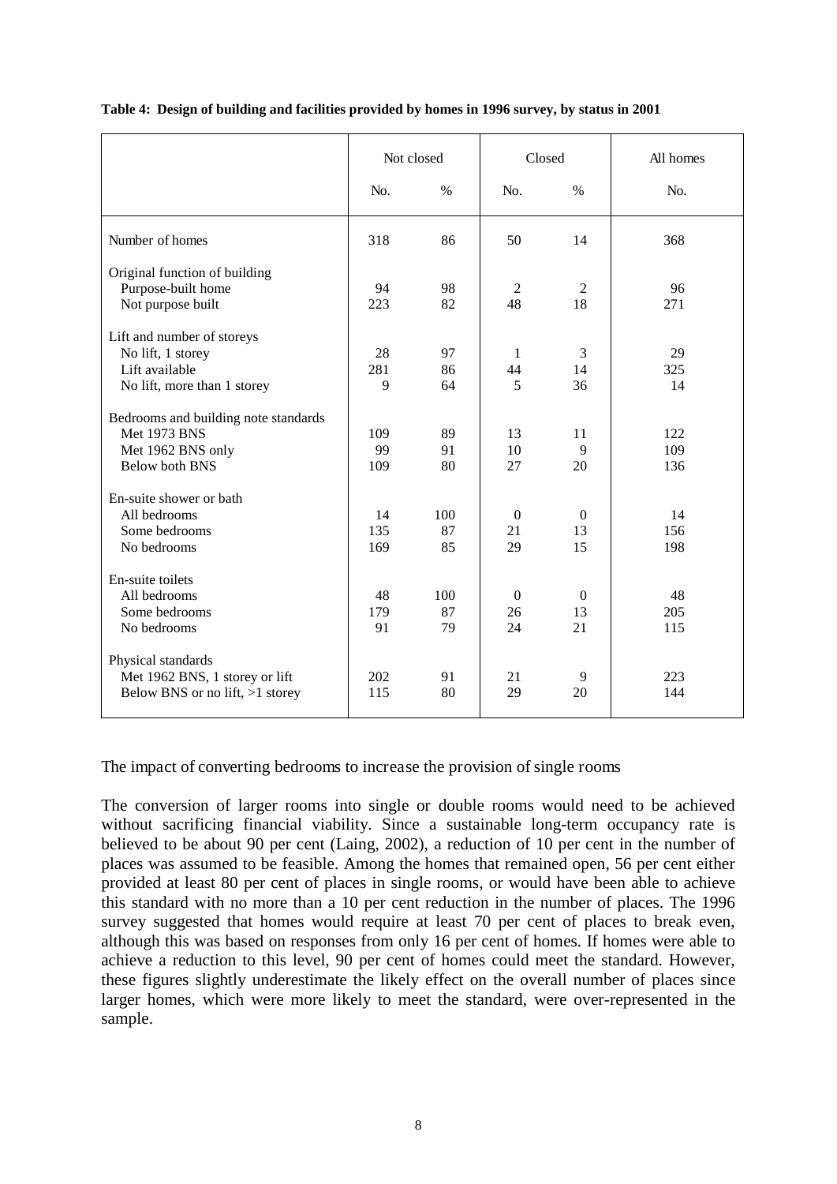**Table 4: Design of building and facilities provided by homes in 1996 survey, by status in 2001**

| | Not closed | | Closed | | All homes |
|---|---|---|---|---|---|
| | No. | % | No. | % | No. |
| Number of homes | 318 | 86 | 50 | 14 | 368 |
| Original function of building | | | | | |
| Purpose-built home | 94 | 98 | 2 | 2 | 96 |
| Not purpose built | 223 | 82 | 48 | 18 | 271 |
| Lift and number of storeys | | | | | |
| No lift, 1 storey | 28 | 97 | 1 | 3 | 29 |
| Lift available | 281 | 86 | 44 | 14 | 325 |
| No lift, more than 1 storey | 9 | 64 | 5 | 36 | 14 |
| Bedrooms and building note standards | | | | | |
| Met 1973 BNS | 109 | 89 | 13 | 11 | 122 |
| Met 1962 BNS only | 99 | 91 | 10 | 9 | 109 |
| Below both BNS | 109 | 80 | 27 | 20 | 136 |
| En-suite shower or bath | | | | | |
| All bedrooms | 14 | 100 | 0 | 0 | 14 |
| Some bedrooms | 135 | 87 | 21 | 13 | 156 |
| No bedrooms | 169 | 85 | 29 | 15 | 198 |
| En-suite toilets | | | | | |
| All bedrooms | 48 | 100 | 0 | 0 | 48 |
| Some bedrooms | 179 | 87 | 26 | 13 | 205 |
| No bedrooms | 91 | 79 | 24 | 21 | 115 |
| Physical standards | | | | | |
| Met 1962 BNS, 1 storey or lift | 202 | 91 | 21 | 9 | 223 |
| Below BNS or no lift, >1 storey | 115 | 80 | 29 | 20 | 144 |

### The impact of converting bedrooms to increase the provision of single rooms

The conversion of larger rooms into single or double rooms would need to be achieved without sacrificing financial viability. Since a sustainable long-term occupancy rate is believed to be about 90 per cent (Laing, 2002), a reduction of 10 per cent in the number of places was assumed to be feasible. Among the homes that remained open, 56 per cent either provided at least 80 per cent of places in single rooms, or would have been able to achieve this standard with no more than a 10 per cent reduction in the number of places. The 1996 survey suggested that homes would require at least 70 per cent of places to break even, although this was based on responses from only 16 per cent of homes. If homes were able to achieve a reduction to this level, 90 per cent of homes could meet the standard. However, these figures slightly underestimate the likely effect on the overall number of places since larger homes, which were more likely to meet the standard, were over-represented in the sample.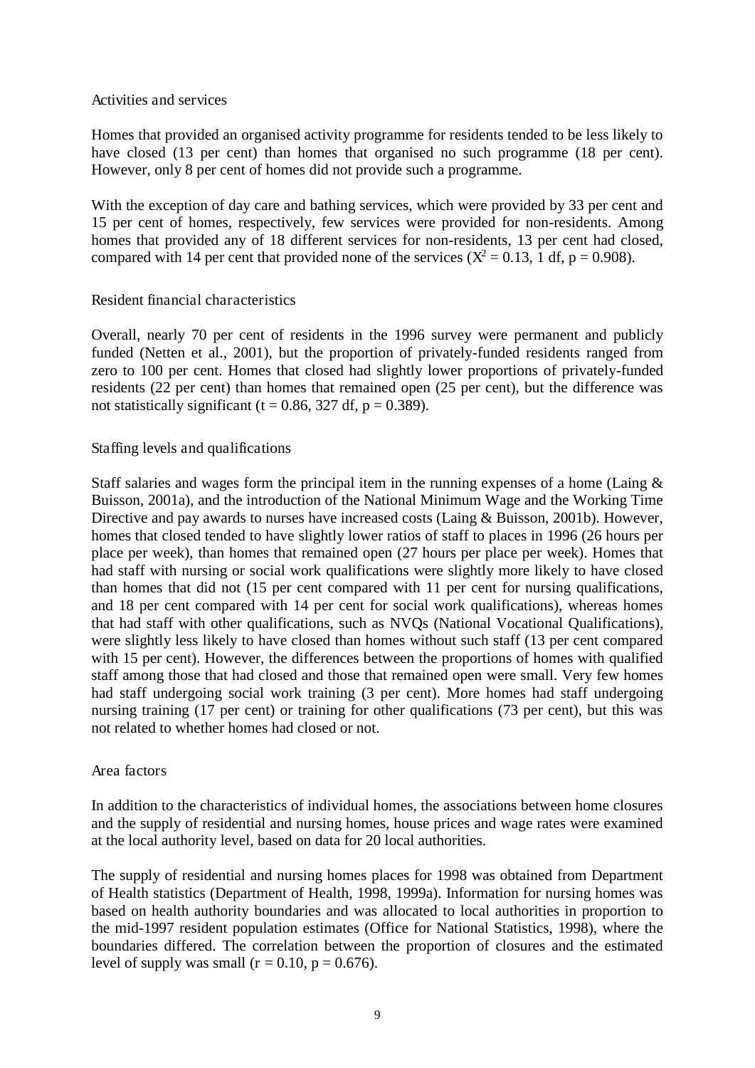### Activities and services

Homes that provided an organised activity programme for residents tended to be less likely to have closed (13 per cent) than homes that organised no such programme (18 per cent). However, only 8 per cent of homes did not provide such a programme.

With the exception of day care and bathing services, which were provided by 33 per cent and 15 per cent of homes, respectively, few services were provided for non-residents. Among homes that provided any of 18 different services for non-residents, 13 per cent had closed, compared with 14 per cent that provided none of the services ($X^2 = 0.13$, 1 df, $p = 0.908$).

### Resident financial characteristics

Overall, nearly 70 per cent of residents in the 1996 survey were permanent and publicly funded (Netten et al., 2001), but the proportion of privately-funded residents ranged from zero to 100 per cent. Homes that closed had slightly lower proportions of privately-funded residents (22 per cent) than homes that remained open (25 per cent), but the difference was not statistically significant ($t = 0.86$, 327 df, $p = 0.389$).

### Staffing levels and qualifications

Staff salaries and wages form the principal item in the running expenses of a home (Laing & Buisson, 2001a), and the introduction of the National Minimum Wage and the Working Time Directive and pay awards to nurses have increased costs (Laing & Buisson, 2001b). However, homes that closed tended to have slightly lower ratios of staff to places in 1996 (26 hours per place per week), than homes that remained open (27 hours per place per week). Homes that had staff with nursing or social work qualifications were slightly more likely to have closed than homes that did not (15 per cent compared with 11 per cent for nursing qualifications, and 18 per cent compared with 14 per cent for social work qualifications), whereas homes that had staff with other qualifications, such as NVQs (National Vocational Qualifications), were slightly less likely to have closed than homes without such staff (13 per cent compared with 15 per cent). However, the differences between the proportions of homes with qualified staff among those that had closed and those that remained open were small. Very few homes had staff undergoing social work training (3 per cent). More homes had staff undergoing nursing training (17 per cent) or training for other qualifications (73 per cent), but this was not related to whether homes had closed or not.

### Area factors

In addition to the characteristics of individual homes, the associations between home closures and the supply of residential and nursing homes, house prices and wage rates were examined at the local authority level, based on data for 20 local authorities.

The supply of residential and nursing homes places for 1998 was obtained from Department of Health statistics (Department of Health, 1998, 1999a). Information for nursing homes was based on health authority boundaries and was allocated to local authorities in proportion to the mid-1997 resident population estimates (Office for National Statistics, 1998), where the boundaries differed. The correlation between the proportion of closures and the estimated level of supply was small ($r = 0.10$, $p = 0.676$).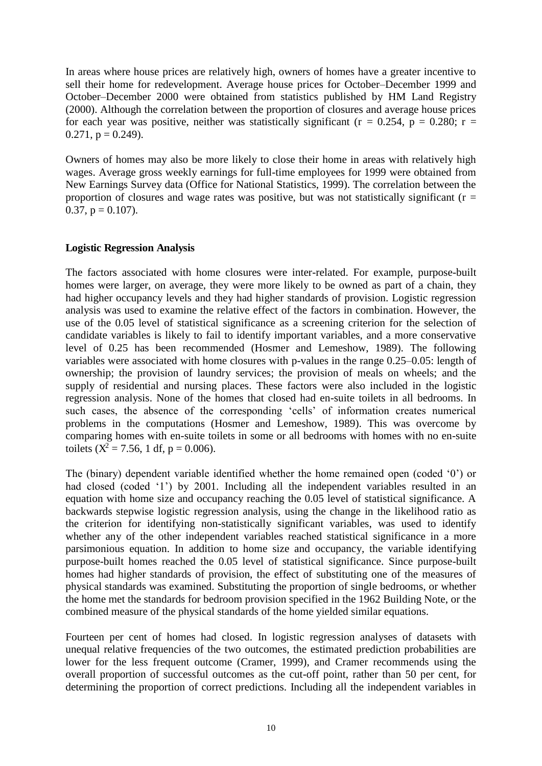In areas where house prices are relatively high, owners of homes have a greater incentive to sell their home for redevelopment. Average house prices for October–December 1999 and October–December 2000 were obtained from statistics published by HM Land Registry (2000). Although the correlation between the proportion of closures and average house prices for each year was positive, neither was statistically significant ($r = 0.254$, $p = 0.280$; $r = 0.271$, $p = 0.249$).

Owners of homes may also be more likely to close their home in areas with relatively high wages. Average gross weekly earnings for full-time employees for 1999 were obtained from New Earnings Survey data (Office for National Statistics, 1999). The correlation between the proportion of closures and wage rates was positive, but was not statistically significant ($r = 0.37$, $p = 0.107$).

**Logistic Regression Analysis**

The factors associated with home closures were inter-related. For example, purpose-built homes were larger, on average, they were more likely to be owned as part of a chain, they had higher occupancy levels and they had higher standards of provision. Logistic regression analysis was used to examine the relative effect of the factors in combination. However, the use of the 0.05 level of statistical significance as a screening criterion for the selection of candidate variables is likely to fail to identify important variables, and a more conservative level of 0.25 has been recommended (Hosmer and Lemeshow, 1989). The following variables were associated with home closures with p-values in the range 0.25–0.05: length of ownership; the provision of laundry services; the provision of meals on wheels; and the supply of residential and nursing places. These factors were also included in the logistic regression analysis. None of the homes that closed had en-suite toilets in all bedrooms. In such cases, the absence of the corresponding 'cells' of information creates numerical problems in the computations (Hosmer and Lemeshow, 1989). This was overcome by comparing homes with en-suite toilets in some or all bedrooms with homes with no en-suite toilets ($X^2 = 7.56$, 1 df, $p = 0.006$).

The (binary) dependent variable identified whether the home remained open (coded '0') or had closed (coded '1') by 2001. Including all the independent variables resulted in an equation with home size and occupancy reaching the 0.05 level of statistical significance. A backwards stepwise logistic regression analysis, using the change in the likelihood ratio as the criterion for identifying non-statistically significant variables, was used to identify whether any of the other independent variables reached statistical significance in a more parsimonious equation. In addition to home size and occupancy, the variable identifying purpose-built homes reached the 0.05 level of statistical significance. Since purpose-built homes had higher standards of provision, the effect of substituting one of the measures of physical standards was examined. Substituting the proportion of single bedrooms, or whether the home met the standards for bedroom provision specified in the 1962 Building Note, or the combined measure of the physical standards of the home yielded similar equations.

Fourteen per cent of homes had closed. In logistic regression analyses of datasets with unequal relative frequencies of the two outcomes, the estimated prediction probabilities are lower for the less frequent outcome (Cramer, 1999), and Cramer recommends using the overall proportion of successful outcomes as the cut-off point, rather than 50 per cent, for determining the proportion of correct predictions. Including all the independent variables in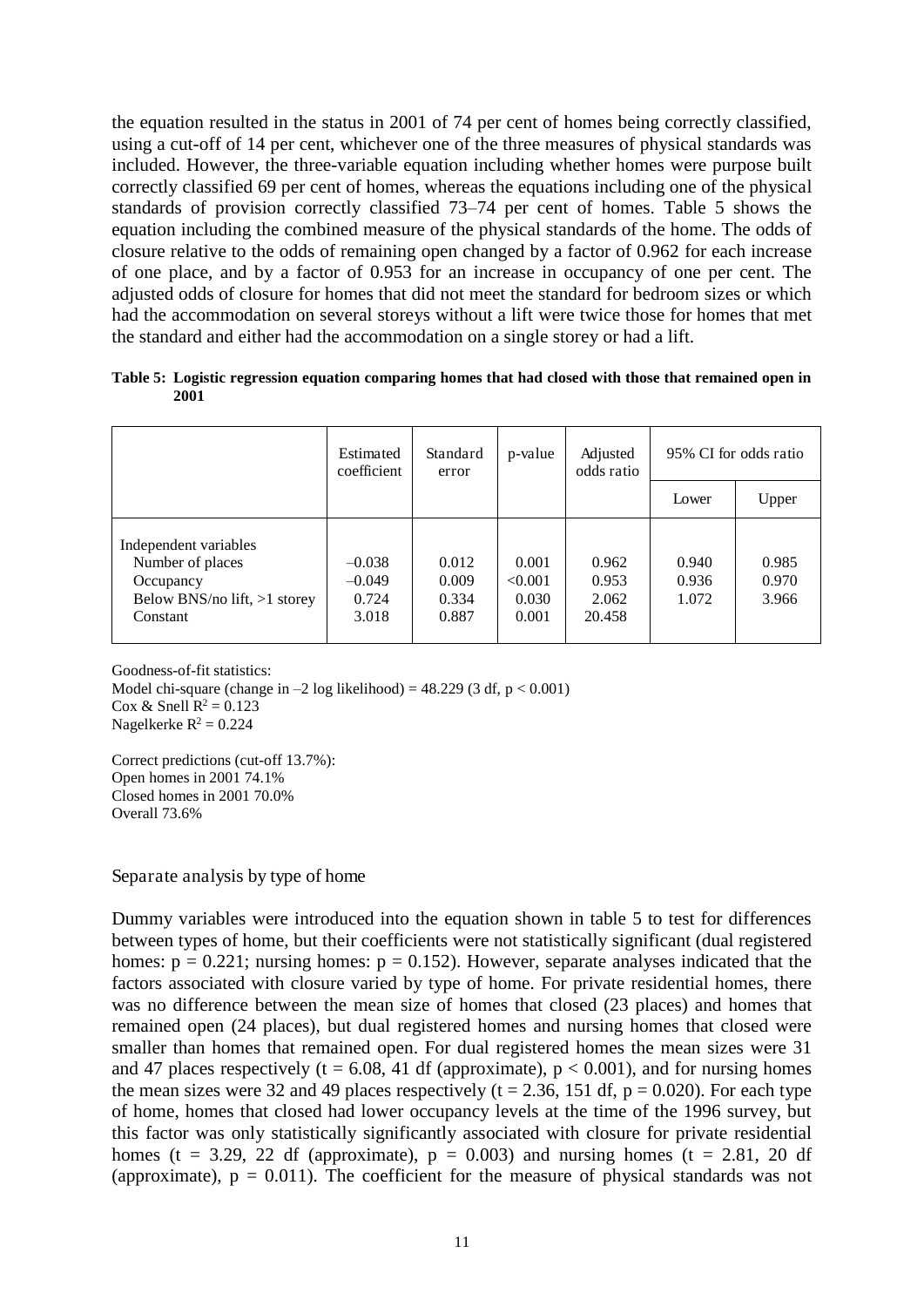the equation resulted in the status in 2001 of 74 per cent of homes being correctly classified, using a cut-off of 14 per cent, whichever one of the three measures of physical standards was included. However, the three-variable equation including whether homes were purpose built correctly classified 69 per cent of homes, whereas the equations including one of the physical standards of provision correctly classified 73–74 per cent of homes. Table 5 shows the equation including the combined measure of the physical standards of the home. The odds of closure relative to the odds of remaining open changed by a factor of 0.962 for each increase of one place, and by a factor of 0.953 for an increase in occupancy of one per cent. The adjusted odds of closure for homes that did not meet the standard for bedroom sizes or which had the accommodation on several storeys without a lift were twice those for homes that met the standard and either had the accommodation on a single storey or had a lift.

**Table 5: Logistic regression equation comparing homes that had closed with those that remained open in 2001**

| | Estimated coefficient | Standard error | p-value | Adjusted odds ratio | 95% CI for odds ratio | |
|---|---|---|---|---|---|---|
| | | | | | Lower | Upper |
| Independent variables | | | | | | |
| Number of places | –0.038 | 0.012 | 0.001 | 0.962 | 0.940 | 0.985 |
| Occupancy | –0.049 | 0.009 | <0.001 | 0.953 | 0.936 | 0.970 |
| Below BNS/no lift, >1 storey | 0.724 | 0.334 | 0.030 | 2.062 | 1.072 | 3.966 |
| Constant | 3.018 | 0.887 | 0.001 | 20.458 | | |

Goodness-of-fit statistics:
Model chi-square (change in –2 log likelihood) = 48.229 (3 df, $p < 0.001$)
Cox & Snell $R^2 = 0.123$
Nagelkerke $R^2 = 0.224$

Correct predictions (cut-off 13.7%):
Open homes in 2001 74.1%
Closed homes in 2001 70.0%
Overall 73.6%

### Separate analysis by type of home

Dummy variables were introduced into the equation shown in table 5 to test for differences between types of home, but their coefficients were not statistically significant (dual registered homes: $p = 0.221$; nursing homes: $p = 0.152$). However, separate analyses indicated that the factors associated with closure varied by type of home. For private residential homes, there was no difference between the mean size of homes that closed (23 places) and homes that remained open (24 places), but dual registered homes and nursing homes that closed were smaller than homes that remained open. For dual registered homes the mean sizes were 31 and 47 places respectively ($t = 6.08$, 41 df (approximate), $p < 0.001$), and for nursing homes the mean sizes were 32 and 49 places respectively ($t = 2.36$, 151 df, $p = 0.020$). For each type of home, homes that closed had lower occupancy levels at the time of the 1996 survey, but this factor was only statistically significantly associated with closure for private residential homes ($t = 3.29$, 22 df (approximate), $p = 0.003$) and nursing homes ($t = 2.81$, 20 df (approximate), $p = 0.011$). The coefficient for the measure of physical standards was not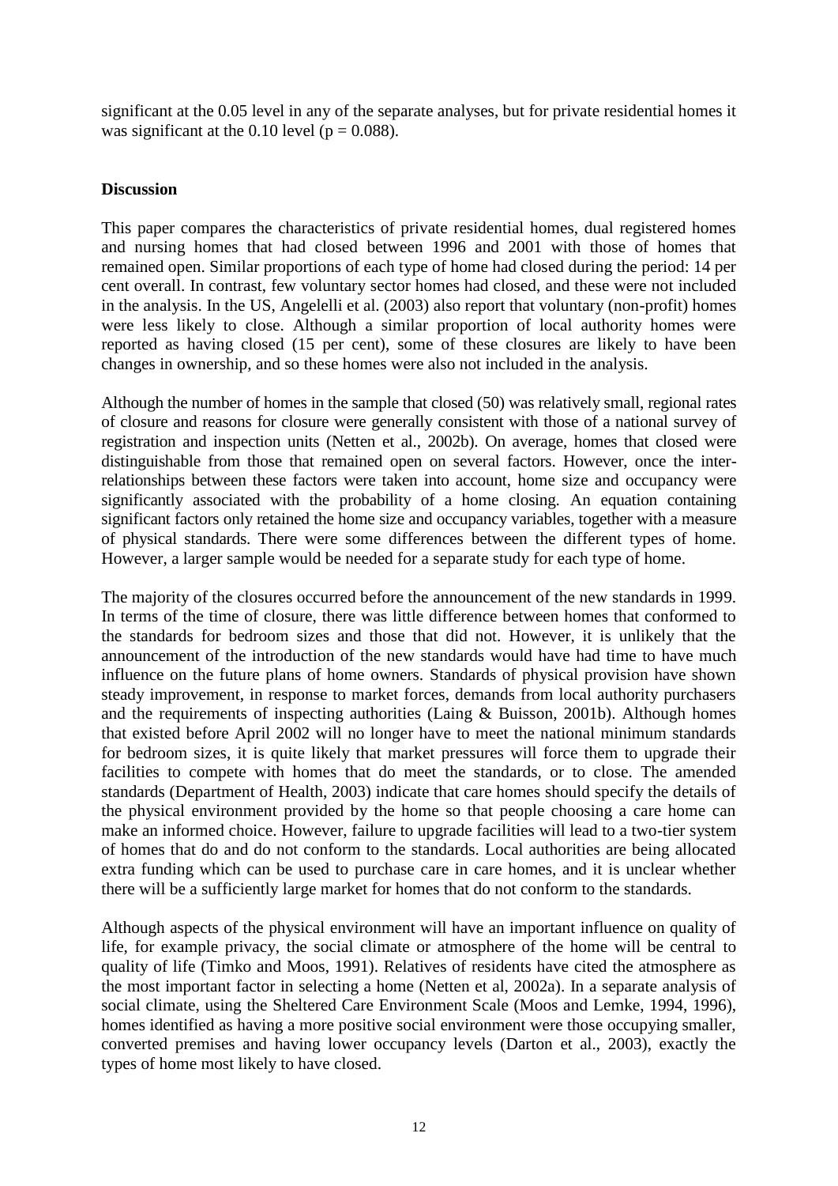significant at the 0.05 level in any of the separate analyses, but for private residential homes it was significant at the 0.10 level ($p = 0.088$).

**Discussion**

This paper compares the characteristics of private residential homes, dual registered homes and nursing homes that had closed between 1996 and 2001 with those of homes that remained open. Similar proportions of each type of home had closed during the period: 14 per cent overall. In contrast, few voluntary sector homes had closed, and these were not included in the analysis. In the US, Angelelli et al. (2003) also report that voluntary (non-profit) homes were less likely to close. Although a similar proportion of local authority homes were reported as having closed (15 per cent), some of these closures are likely to have been changes in ownership, and so these homes were also not included in the analysis.

Although the number of homes in the sample that closed (50) was relatively small, regional rates of closure and reasons for closure were generally consistent with those of a national survey of registration and inspection units (Netten et al., 2002b). On average, homes that closed were distinguishable from those that remained open on several factors. However, once the inter-relationships between these factors were taken into account, home size and occupancy were significantly associated with the probability of a home closing. An equation containing significant factors only retained the home size and occupancy variables, together with a measure of physical standards. There were some differences between the different types of home. However, a larger sample would be needed for a separate study for each type of home.

The majority of the closures occurred before the announcement of the new standards in 1999. In terms of the time of closure, there was little difference between homes that conformed to the standards for bedroom sizes and those that did not. However, it is unlikely that the announcement of the introduction of the new standards would have had time to have much influence on the future plans of home owners. Standards of physical provision have shown steady improvement, in response to market forces, demands from local authority purchasers and the requirements of inspecting authorities (Laing & Buisson, 2001b). Although homes that existed before April 2002 will no longer have to meet the national minimum standards for bedroom sizes, it is quite likely that market pressures will force them to upgrade their facilities to compete with homes that do meet the standards, or to close. The amended standards (Department of Health, 2003) indicate that care homes should specify the details of the physical environment provided by the home so that people choosing a care home can make an informed choice. However, failure to upgrade facilities will lead to a two-tier system of homes that do and do not conform to the standards. Local authorities are being allocated extra funding which can be used to purchase care in care homes, and it is unclear whether there will be a sufficiently large market for homes that do not conform to the standards.

Although aspects of the physical environment will have an important influence on quality of life, for example privacy, the social climate or atmosphere of the home will be central to quality of life (Timko and Moos, 1991). Relatives of residents have cited the atmosphere as the most important factor in selecting a home (Netten et al, 2002a). In a separate analysis of social climate, using the Sheltered Care Environment Scale (Moos and Lemke, 1994, 1996), homes identified as having a more positive social environment were those occupying smaller, converted premises and having lower occupancy levels (Darton et al., 2003), exactly the types of home most likely to have closed.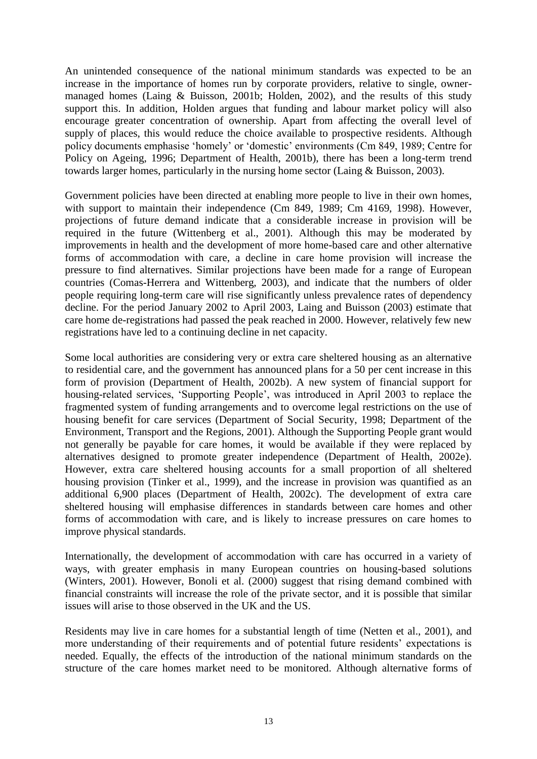An unintended consequence of the national minimum standards was expected to be an increase in the importance of homes run by corporate providers, relative to single, owner-managed homes (Laing & Buisson, 2001b; Holden, 2002), and the results of this study support this. In addition, Holden argues that funding and labour market policy will also encourage greater concentration of ownership. Apart from affecting the overall level of supply of places, this would reduce the choice available to prospective residents. Although policy documents emphasise 'homely' or 'domestic' environments (Cm 849, 1989; Centre for Policy on Ageing, 1996; Department of Health, 2001b), there has been a long-term trend towards larger homes, particularly in the nursing home sector (Laing & Buisson, 2003).

Government policies have been directed at enabling more people to live in their own homes, with support to maintain their independence (Cm 849, 1989; Cm 4169, 1998). However, projections of future demand indicate that a considerable increase in provision will be required in the future (Wittenberg et al., 2001). Although this may be moderated by improvements in health and the development of more home-based care and other alternative forms of accommodation with care, a decline in care home provision will increase the pressure to find alternatives. Similar projections have been made for a range of European countries (Comas-Herrera and Wittenberg, 2003), and indicate that the numbers of older people requiring long-term care will rise significantly unless prevalence rates of dependency decline. For the period January 2002 to April 2003, Laing and Buisson (2003) estimate that care home de-registrations had passed the peak reached in 2000. However, relatively few new registrations have led to a continuing decline in net capacity.

Some local authorities are considering very or extra care sheltered housing as an alternative to residential care, and the government has announced plans for a 50 per cent increase in this form of provision (Department of Health, 2002b). A new system of financial support for housing-related services, 'Supporting People', was introduced in April 2003 to replace the fragmented system of funding arrangements and to overcome legal restrictions on the use of housing benefit for care services (Department of Social Security, 1998; Department of the Environment, Transport and the Regions, 2001). Although the Supporting People grant would not generally be payable for care homes, it would be available if they were replaced by alternatives designed to promote greater independence (Department of Health, 2002e). However, extra care sheltered housing accounts for a small proportion of all sheltered housing provision (Tinker et al., 1999), and the increase in provision was quantified as an additional 6,900 places (Department of Health, 2002c). The development of extra care sheltered housing will emphasise differences in standards between care homes and other forms of accommodation with care, and is likely to increase pressures on care homes to improve physical standards.

Internationally, the development of accommodation with care has occurred in a variety of ways, with greater emphasis in many European countries on housing-based solutions (Winters, 2001). However, Bonoli et al. (2000) suggest that rising demand combined with financial constraints will increase the role of the private sector, and it is possible that similar issues will arise to those observed in the UK and the US.

Residents may live in care homes for a substantial length of time (Netten et al., 2001), and more understanding of their requirements and of potential future residents' expectations is needed. Equally, the effects of the introduction of the national minimum standards on the structure of the care homes market need to be monitored. Although alternative forms of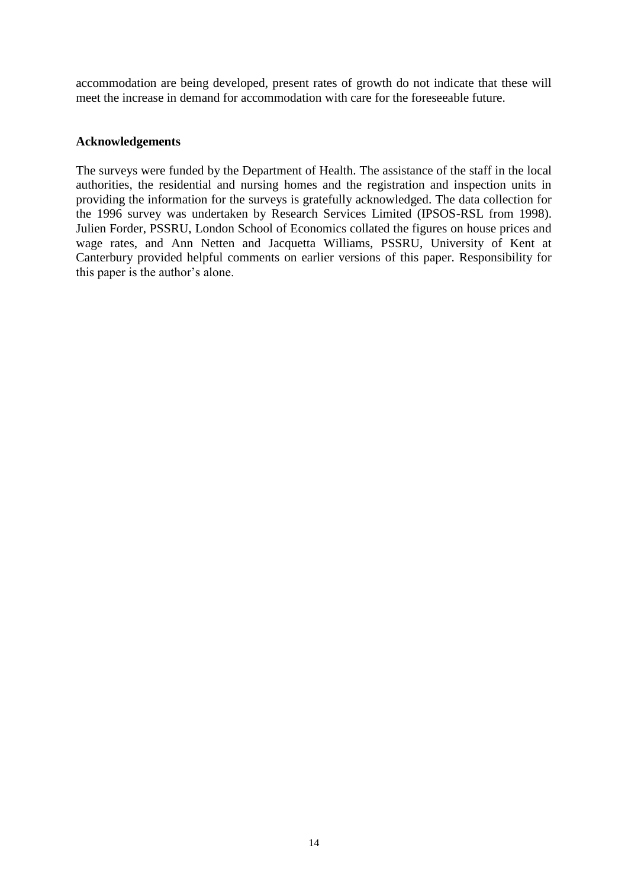accommodation are being developed, present rates of growth do not indicate that these will meet the increase in demand for accommodation with care for the foreseeable future.

**Acknowledgements**

The surveys were funded by the Department of Health. The assistance of the staff in the local authorities, the residential and nursing homes and the registration and inspection units in providing the information for the surveys is gratefully acknowledged. The data collection for the 1996 survey was undertaken by Research Services Limited (IPSOS-RSL from 1998). Julien Forder, PSSRU, London School of Economics collated the figures on house prices and wage rates, and Ann Netten and Jacquetta Williams, PSSRU, University of Kent at Canterbury provided helpful comments on earlier versions of this paper. Responsibility for this paper is the author's alone.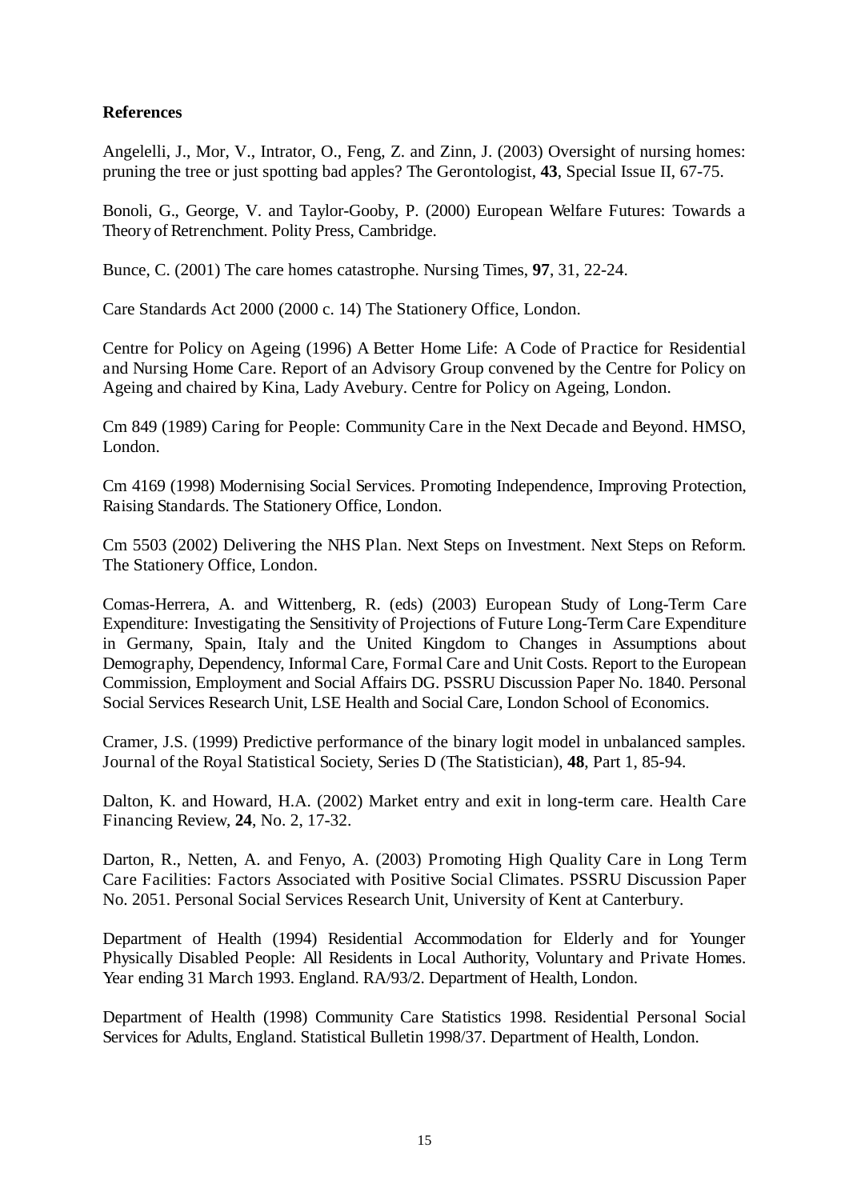**References**

Angelelli, J., Mor, V., Intrator, O., Feng, Z. and Zinn, J. (2003) Oversight of nursing homes: pruning the tree or just spotting bad apples? The Gerontologist, **43**, Special Issue II, 67-75.

Bonoli, G., George, V. and Taylor-Gooby, P. (2000) European Welfare Futures: Towards a Theory of Retrenchment. Polity Press, Cambridge.

Bunce, C. (2001) The care homes catastrophe. Nursing Times, **97**, 31, 22-24.

Care Standards Act 2000 (2000 c. 14) The Stationery Office, London.

Centre for Policy on Ageing (1996) A Better Home Life: A Code of Practice for Residential and Nursing Home Care. Report of an Advisory Group convened by the Centre for Policy on Ageing and chaired by Kina, Lady Avebury. Centre for Policy on Ageing, London.

Cm 849 (1989) Caring for People: Community Care in the Next Decade and Beyond. HMSO, London.

Cm 4169 (1998) Modernising Social Services. Promoting Independence, Improving Protection, Raising Standards. The Stationery Office, London.

Cm 5503 (2002) Delivering the NHS Plan. Next Steps on Investment. Next Steps on Reform. The Stationery Office, London.

Comas-Herrera, A. and Wittenberg, R. (eds) (2003) European Study of Long-Term Care Expenditure: Investigating the Sensitivity of Projections of Future Long-Term Care Expenditure in Germany, Spain, Italy and the United Kingdom to Changes in Assumptions about Demography, Dependency, Informal Care, Formal Care and Unit Costs. Report to the European Commission, Employment and Social Affairs DG. PSSRU Discussion Paper No. 1840. Personal Social Services Research Unit, LSE Health and Social Care, London School of Economics.

Cramer, J.S. (1999) Predictive performance of the binary logit model in unbalanced samples. Journal of the Royal Statistical Society, Series D (The Statistician), **48**, Part 1, 85-94.

Dalton, K. and Howard, H.A. (2002) Market entry and exit in long-term care. Health Care Financing Review, **24**, No. 2, 17-32.

Darton, R., Netten, A. and Fenyo, A. (2003) Promoting High Quality Care in Long Term Care Facilities: Factors Associated with Positive Social Climates. PSSRU Discussion Paper No. 2051. Personal Social Services Research Unit, University of Kent at Canterbury.

Department of Health (1994) Residential Accommodation for Elderly and for Younger Physically Disabled People: All Residents in Local Authority, Voluntary and Private Homes. Year ending 31 March 1993. England. RA/93/2. Department of Health, London.

Department of Health (1998) Community Care Statistics 1998. Residential Personal Social Services for Adults, England. Statistical Bulletin 1998/37. Department of Health, London.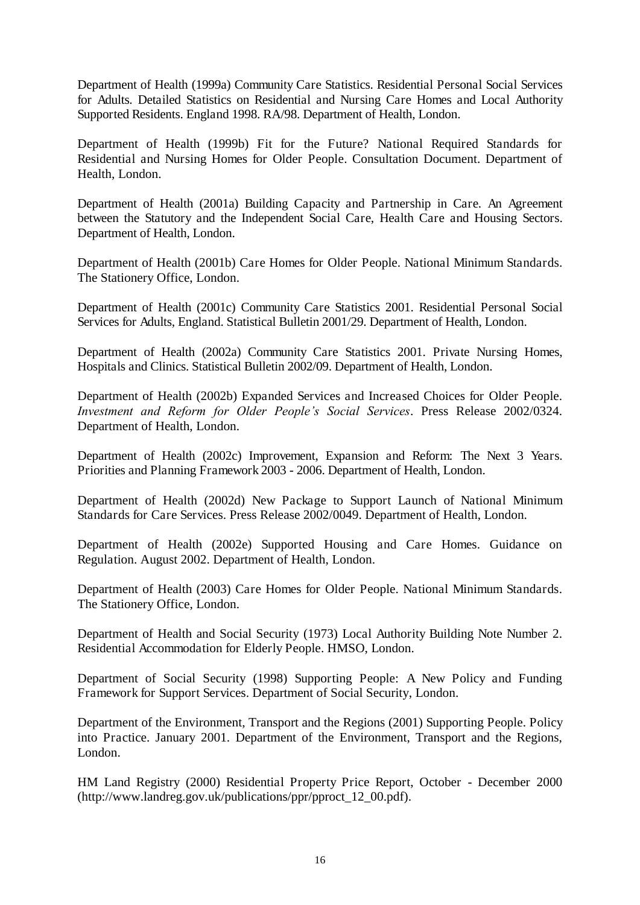Department of Health (1999a) Community Care Statistics. Residential Personal Social Services for Adults. Detailed Statistics on Residential and Nursing Care Homes and Local Authority Supported Residents. England 1998. RA/98. Department of Health, London.

Department of Health (1999b) Fit for the Future? National Required Standards for Residential and Nursing Homes for Older People. Consultation Document. Department of Health, London.

Department of Health (2001a) Building Capacity and Partnership in Care. An Agreement between the Statutory and the Independent Social Care, Health Care and Housing Sectors. Department of Health, London.

Department of Health (2001b) Care Homes for Older People. National Minimum Standards. The Stationery Office, London.

Department of Health (2001c) Community Care Statistics 2001. Residential Personal Social Services for Adults, England. Statistical Bulletin 2001/29. Department of Health, London.

Department of Health (2002a) Community Care Statistics 2001. Private Nursing Homes, Hospitals and Clinics. Statistical Bulletin 2002/09. Department of Health, London.

Department of Health (2002b) Expanded Services and Increased Choices for Older People. *Investment and Reform for Older People's Social Services*. Press Release 2002/0324. Department of Health, London.

Department of Health (2002c) Improvement, Expansion and Reform: The Next 3 Years. Priorities and Planning Framework 2003 - 2006. Department of Health, London.

Department of Health (2002d) New Package to Support Launch of National Minimum Standards for Care Services. Press Release 2002/0049. Department of Health, London.

Department of Health (2002e) Supported Housing and Care Homes. Guidance on Regulation. August 2002. Department of Health, London.

Department of Health (2003) Care Homes for Older People. National Minimum Standards. The Stationery Office, London.

Department of Health and Social Security (1973) Local Authority Building Note Number 2. Residential Accommodation for Elderly People. HMSO, London.

Department of Social Security (1998) Supporting People: A New Policy and Funding Framework for Support Services. Department of Social Security, London.

Department of the Environment, Transport and the Regions (2001) Supporting People. Policy into Practice. January 2001. Department of the Environment, Transport and the Regions, London.

HM Land Registry (2000) Residential Property Price Report, October - December 2000 (http://www.landreg.gov.uk/publications/ppr/pproct_12_00.pdf).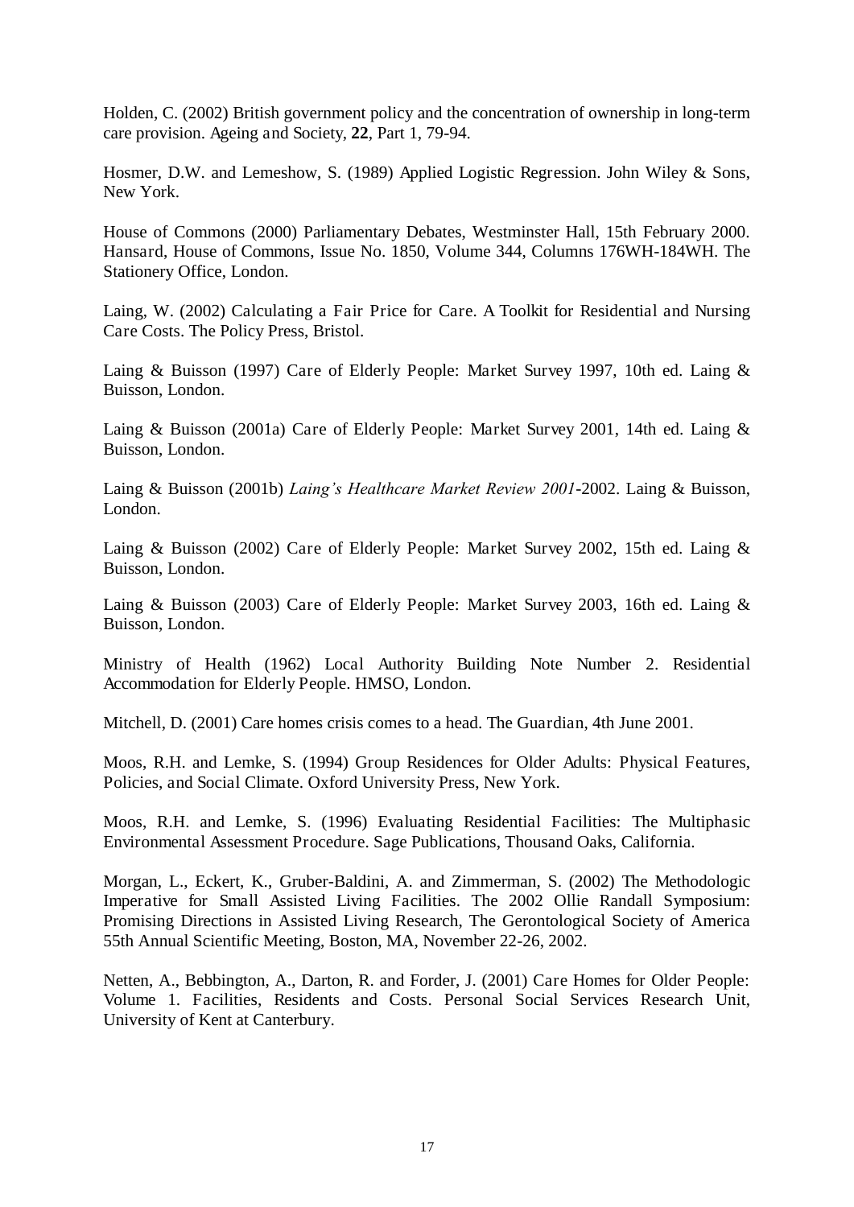Holden, C. (2002) British government policy and the concentration of ownership in long-term care provision. Ageing and Society, **22**, Part 1, 79-94.

Hosmer, D.W. and Lemeshow, S. (1989) Applied Logistic Regression. John Wiley & Sons, New York.

House of Commons (2000) Parliamentary Debates, Westminster Hall, 15th February 2000. Hansard, House of Commons, Issue No. 1850, Volume 344, Columns 176WH-184WH. The Stationery Office, London.

Laing, W. (2002) Calculating a Fair Price for Care. A Toolkit for Residential and Nursing Care Costs. The Policy Press, Bristol.

Laing & Buisson (1997) Care of Elderly People: Market Survey 1997, 10th ed. Laing & Buisson, London.

Laing & Buisson (2001a) Care of Elderly People: Market Survey 2001, 14th ed. Laing & Buisson, London.

Laing & Buisson (2001b) *Laing's Healthcare Market Review 2001*-2002. Laing & Buisson, London.

Laing & Buisson (2002) Care of Elderly People: Market Survey 2002, 15th ed. Laing & Buisson, London.

Laing & Buisson (2003) Care of Elderly People: Market Survey 2003, 16th ed. Laing & Buisson, London.

Ministry of Health (1962) Local Authority Building Note Number 2. Residential Accommodation for Elderly People. HMSO, London.

Mitchell, D. (2001) Care homes crisis comes to a head. The Guardian, 4th June 2001.

Moos, R.H. and Lemke, S. (1994) Group Residences for Older Adults: Physical Features, Policies, and Social Climate. Oxford University Press, New York.

Moos, R.H. and Lemke, S. (1996) Evaluating Residential Facilities: The Multiphasic Environmental Assessment Procedure. Sage Publications, Thousand Oaks, California.

Morgan, L., Eckert, K., Gruber-Baldini, A. and Zimmerman, S. (2002) The Methodologic Imperative for Small Assisted Living Facilities. The 2002 Ollie Randall Symposium: Promising Directions in Assisted Living Research, The Gerontological Society of America 55th Annual Scientific Meeting, Boston, MA, November 22-26, 2002.

Netten, A., Bebbington, A., Darton, R. and Forder, J. (2001) Care Homes for Older People: Volume 1. Facilities, Residents and Costs. Personal Social Services Research Unit, University of Kent at Canterbury.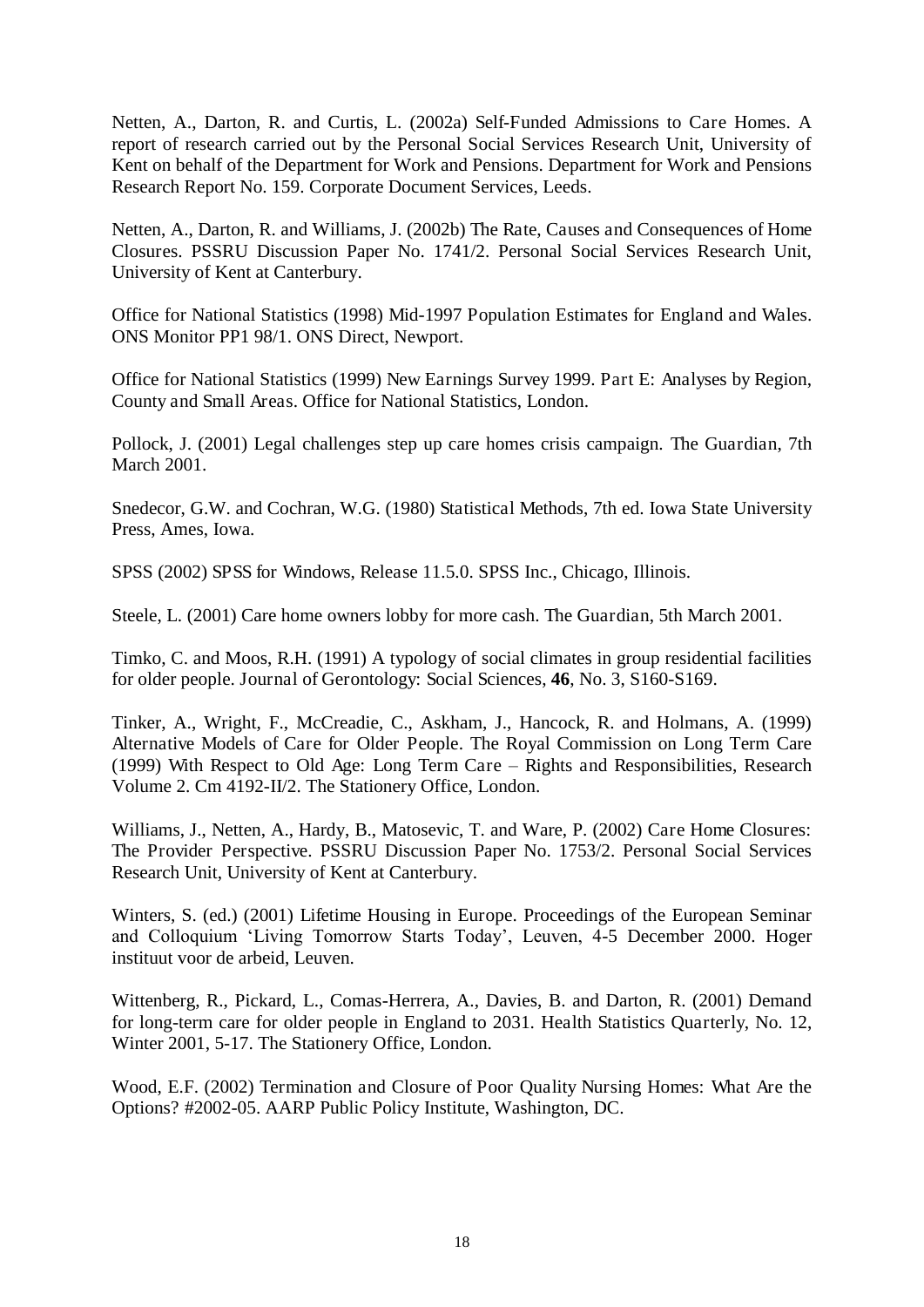Netten, A., Darton, R. and Curtis, L. (2002a) Self-Funded Admissions to Care Homes. A report of research carried out by the Personal Social Services Research Unit, University of Kent on behalf of the Department for Work and Pensions. Department for Work and Pensions Research Report No. 159. Corporate Document Services, Leeds.

Netten, A., Darton, R. and Williams, J. (2002b) The Rate, Causes and Consequences of Home Closures. PSSRU Discussion Paper No. 1741/2. Personal Social Services Research Unit, University of Kent at Canterbury.

Office for National Statistics (1998) Mid-1997 Population Estimates for England and Wales. ONS Monitor PP1 98/1. ONS Direct, Newport.

Office for National Statistics (1999) New Earnings Survey 1999. Part E: Analyses by Region, County and Small Areas. Office for National Statistics, London.

Pollock, J. (2001) Legal challenges step up care homes crisis campaign. The Guardian, 7th March 2001.

Snedecor, G.W. and Cochran, W.G. (1980) Statistical Methods, 7th ed. Iowa State University Press, Ames, Iowa.

SPSS (2002) SPSS for Windows, Release 11.5.0. SPSS Inc., Chicago, Illinois.

Steele, L. (2001) Care home owners lobby for more cash. The Guardian, 5th March 2001.

Timko, C. and Moos, R.H. (1991) A typology of social climates in group residential facilities for older people. Journal of Gerontology: Social Sciences, **46**, No. 3, S160-S169.

Tinker, A., Wright, F., McCreadie, C., Askham, J., Hancock, R. and Holmans, A. (1999) Alternative Models of Care for Older People. The Royal Commission on Long Term Care (1999) With Respect to Old Age: Long Term Care – Rights and Responsibilities, Research Volume 2. Cm 4192-II/2. The Stationery Office, London.

Williams, J., Netten, A., Hardy, B., Matosevic, T. and Ware, P. (2002) Care Home Closures: The Provider Perspective. PSSRU Discussion Paper No. 1753/2. Personal Social Services Research Unit, University of Kent at Canterbury.

Winters, S. (ed.) (2001) Lifetime Housing in Europe. Proceedings of the European Seminar and Colloquium 'Living Tomorrow Starts Today', Leuven, 4-5 December 2000. Hoger instituut voor de arbeid, Leuven.

Wittenberg, R., Pickard, L., Comas-Herrera, A., Davies, B. and Darton, R. (2001) Demand for long-term care for older people in England to 2031. Health Statistics Quarterly, No. 12, Winter 2001, 5-17. The Stationery Office, London.

Wood, E.F. (2002) Termination and Closure of Poor Quality Nursing Homes: What Are the Options? #2002-05. AARP Public Policy Institute, Washington, DC.